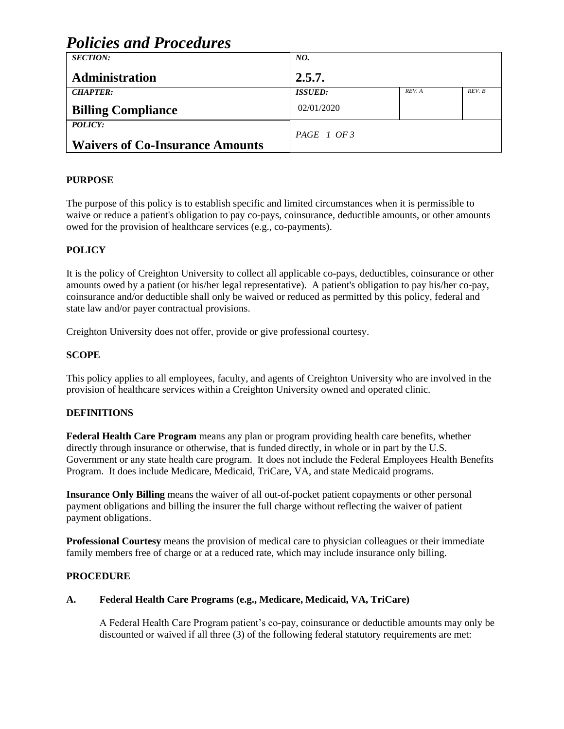# *Policies and Procedures*

| *SECTION:* **Administration** | *NO.* **2.5.7.** | | |
|---|---|---|---|
| *CHAPTER:* **Billing Compliance** | *ISSUED:* 02/01/2020 | *REV. A* | *REV. B* |
| *POLICY:* **Waivers of Co-Insurance Amounts** | *PAGE 1 OF 3* | | |

**PURPOSE**

The purpose of this policy is to establish specific and limited circumstances when it is permissible to waive or reduce a patient's obligation to pay co-pays, coinsurance, deductible amounts, or other amounts owed for the provision of healthcare services (e.g., co-payments).

**POLICY**

It is the policy of Creighton University to collect all applicable co-pays, deductibles, coinsurance or other amounts owed by a patient (or his/her legal representative). A patient's obligation to pay his/her co-pay, coinsurance and/or deductible shall only be waived or reduced as permitted by this policy, federal and state law and/or payer contractual provisions.

Creighton University does not offer, provide or give professional courtesy.

**SCOPE**

This policy applies to all employees, faculty, and agents of Creighton University who are involved in the provision of healthcare services within a Creighton University owned and operated clinic.

**DEFINITIONS**

**Federal Health Care Program** means any plan or program providing health care benefits, whether directly through insurance or otherwise, that is funded directly, in whole or in part by the U.S. Government or any state health care program. It does not include the Federal Employees Health Benefits Program. It does include Medicare, Medicaid, TriCare, VA, and state Medicaid programs.

**Insurance Only Billing** means the waiver of all out-of-pocket patient copayments or other personal payment obligations and billing the insurer the full charge without reflecting the waiver of patient payment obligations.

**Professional Courtesy** means the provision of medical care to physician colleagues or their immediate family members free of charge or at a reduced rate, which may include insurance only billing.

**PROCEDURE**

**A. Federal Health Care Programs (e.g., Medicare, Medicaid, VA, TriCare)**

A Federal Health Care Program patient's co-pay, coinsurance or deductible amounts may only be discounted or waived if all three (3) of the following federal statutory requirements are met: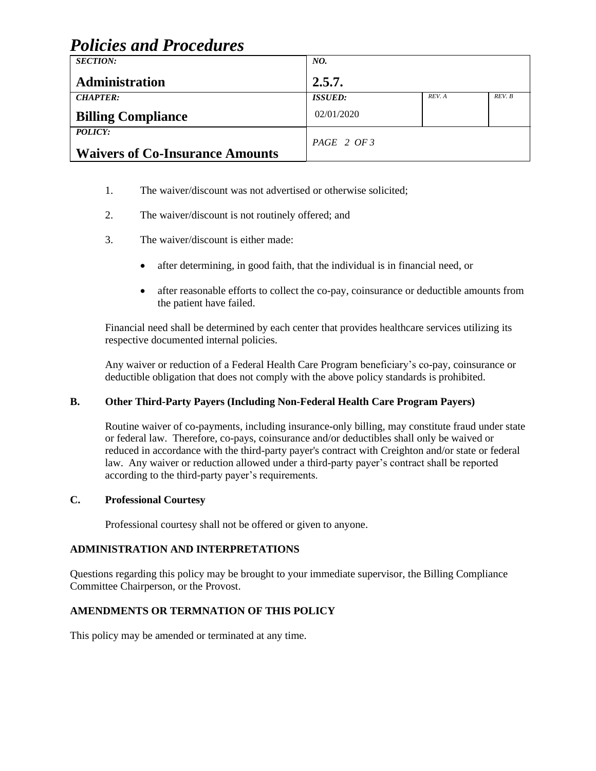1. The waiver/discount was not advertised or otherwise solicited;

2. The waiver/discount is not routinely offered; and

3. The waiver/discount is either made:

   - after determining, in good faith, that the individual is in financial need, or

   - after reasonable efforts to collect the co-pay, coinsurance or deductible amounts from the patient have failed.

Financial need shall be determined by each center that provides healthcare services utilizing its respective documented internal policies.

Any waiver or reduction of a Federal Health Care Program beneficiary's co-pay, coinsurance or deductible obligation that does not comply with the above policy standards is prohibited.

**B. Other Third-Party Payers (Including Non-Federal Health Care Program Payers)**

Routine waiver of co-payments, including insurance-only billing, may constitute fraud under state or federal law. Therefore, co-pays, coinsurance and/or deductibles shall only be waived or reduced in accordance with the third-party payer's contract with Creighton and/or state or federal law. Any waiver or reduction allowed under a third-party payer's contract shall be reported according to the third-party payer's requirements.

**C. Professional Courtesy**

Professional courtesy shall not be offered or given to anyone.

## ADMINISTRATION AND INTERPRETATIONS

Questions regarding this policy may be brought to your immediate supervisor, the Billing Compliance Committee Chairperson, or the Provost.

## AMENDMENTS OR TERMNATION OF THIS POLICY

This policy may be amended or terminated at any time.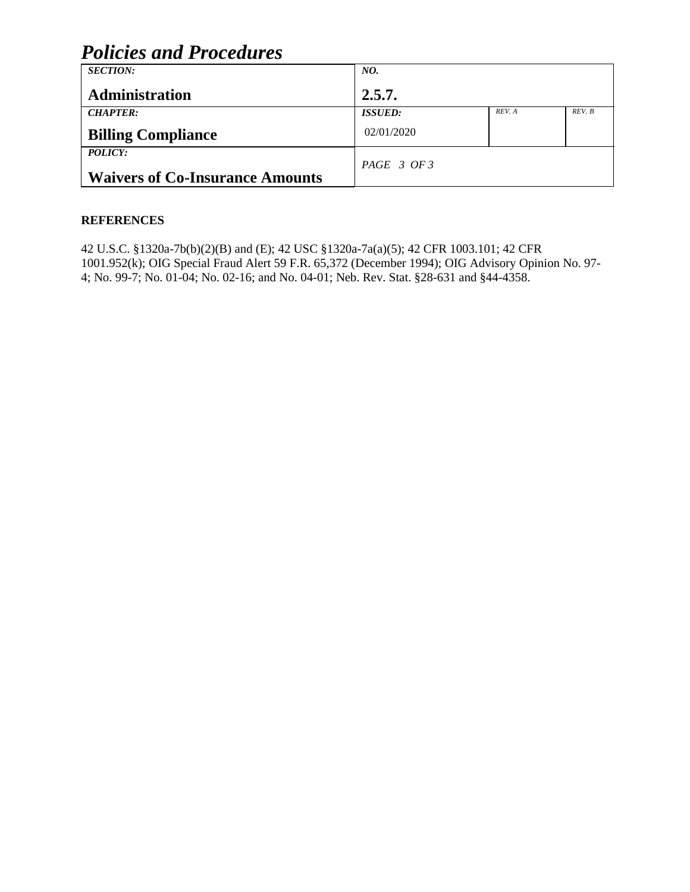**REFERENCES**

42 U.S.C. §1320a-7b(b)(2)(B) and (E); 42 USC §1320a-7a(a)(5); 42 CFR 1003.101; 42 CFR 1001.952(k); OIG Special Fraud Alert 59 F.R. 65,372 (December 1994); OIG Advisory Opinion No. 97-4; No. 99-7; No. 01-04; No. 02-16; and No. 04-01; Neb. Rev. Stat. §28-631 and §44-4358.